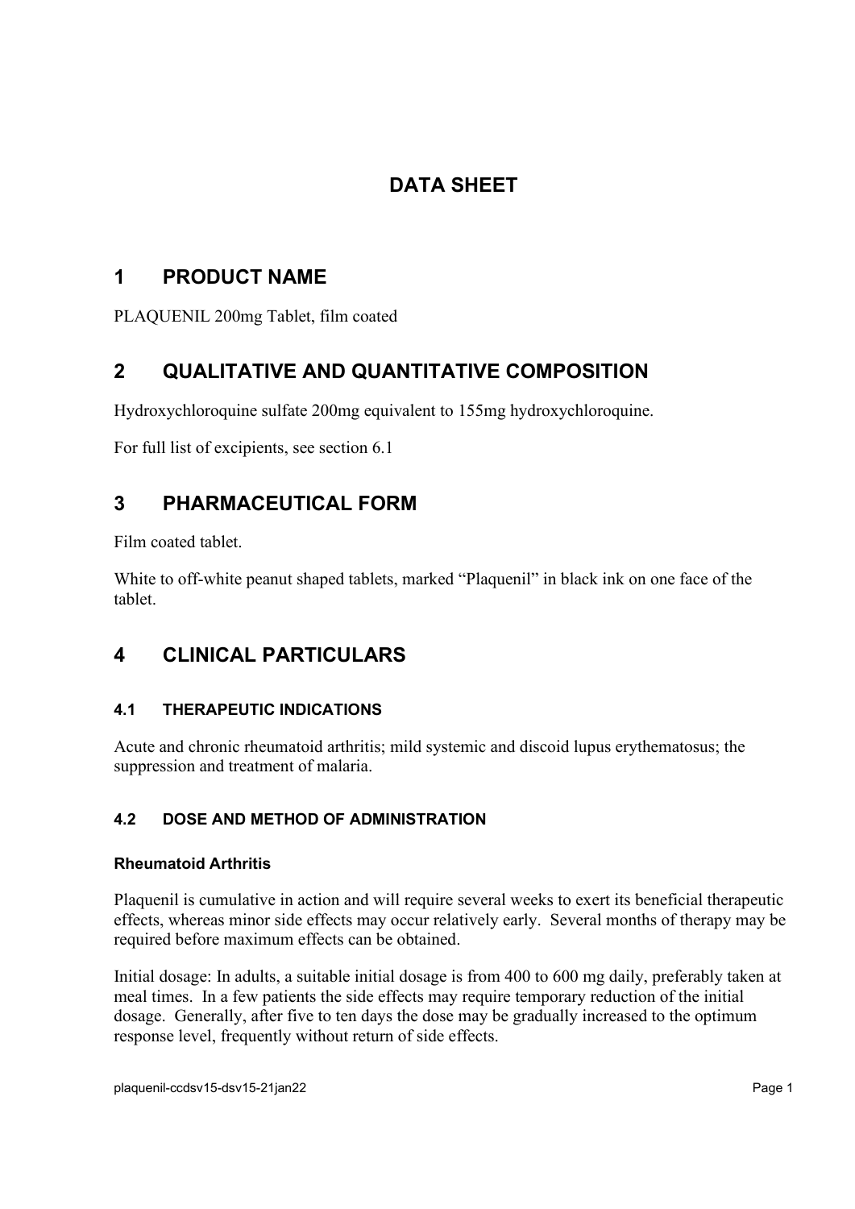# DATA SHEET

## 1 PRODUCT NAME

PLAQUENIL 200mg Tablet, film coated

## 2 QUALITATIVE AND QUANTITATIVE COMPOSITION

Hydroxychloroquine sulfate 200mg equivalent to 155mg hydroxychloroquine.

For full list of excipients, see section 6.1

## 3 PHARMACEUTICAL FORM

Film coated tablet.

White to off-white peanut shaped tablets, marked "Plaquenil" in black ink on one face of the tablet.

## 4 CLINICAL PARTICULARS

### 4.1 THERAPEUTIC INDICATIONS

Acute and chronic rheumatoid arthritis; mild systemic and discoid lupus erythematosus; the suppression and treatment of malaria.

### 4.2 DOSE AND METHOD OF ADMINISTRATION

#### Rheumatoid Arthritis

Plaquenil is cumulative in action and will require several weeks to exert its beneficial therapeutic effects, whereas minor side effects may occur relatively early. Several months of therapy may be required before maximum effects can be obtained.

Initial dosage: In adults, a suitable initial dosage is from 400 to 600 mg daily, preferably taken at meal times. In a few patients the side effects may require temporary reduction of the initial dosage. Generally, after five to ten days the dose may be gradually increased to the optimum response level, frequently without return of side effects.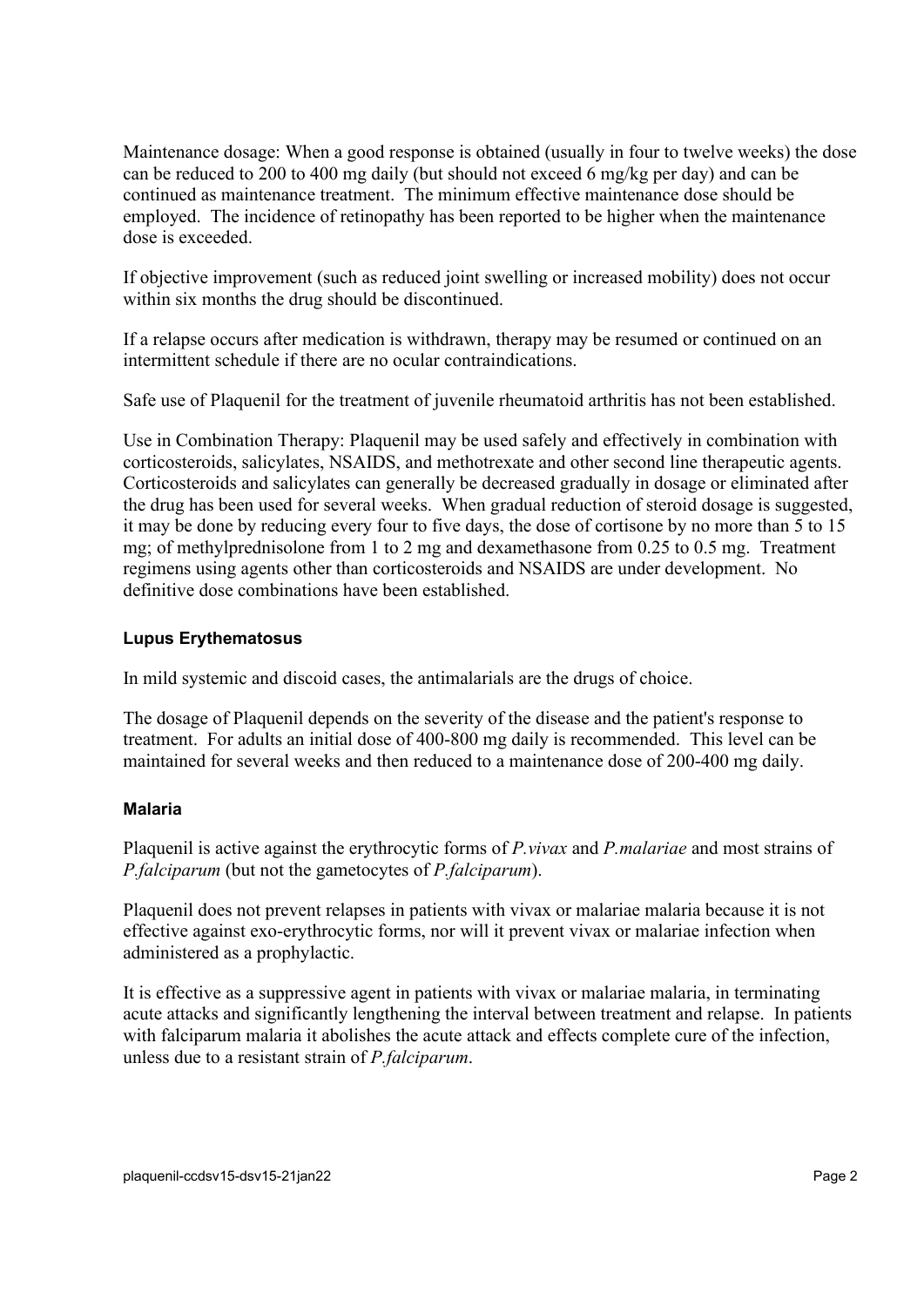Maintenance dosage: When a good response is obtained (usually in four to twelve weeks) the dose can be reduced to 200 to 400 mg daily (but should not exceed 6 mg/kg per day) and can be continued as maintenance treatment. The minimum effective maintenance dose should be employed. The incidence of retinopathy has been reported to be higher when the maintenance dose is exceeded.

If objective improvement (such as reduced joint swelling or increased mobility) does not occur within six months the drug should be discontinued.

If a relapse occurs after medication is withdrawn, therapy may be resumed or continued on an intermittent schedule if there are no ocular contraindications.

Safe use of Plaquenil for the treatment of juvenile rheumatoid arthritis has not been established.

Use in Combination Therapy: Plaquenil may be used safely and effectively in combination with corticosteroids, salicylates, NSAIDS, and methotrexate and other second line therapeutic agents. Corticosteroids and salicylates can generally be decreased gradually in dosage or eliminated after the drug has been used for several weeks. When gradual reduction of steroid dosage is suggested, it may be done by reducing every four to five days, the dose of cortisone by no more than 5 to 15 mg; of methylprednisolone from 1 to 2 mg and dexamethasone from 0.25 to 0.5 mg. Treatment regimens using agents other than corticosteroids and NSAIDS are under development. No definitive dose combinations have been established.

#### Lupus Erythematosus

In mild systemic and discoid cases, the antimalarials are the drugs of choice.

The dosage of Plaquenil depends on the severity of the disease and the patient's response to treatment. For adults an initial dose of 400-800 mg daily is recommended. This level can be maintained for several weeks and then reduced to a maintenance dose of 200-400 mg daily.

#### Malaria

Plaquenil is active against the erythrocytic forms of *P.vivax* and *P.malariae* and most strains of *P.falciparum* (but not the gametocytes of *P.falciparum*).

Plaquenil does not prevent relapses in patients with vivax or malariae malaria because it is not effective against exo-erythrocytic forms, nor will it prevent vivax or malariae infection when administered as a prophylactic.

It is effective as a suppressive agent in patients with vivax or malariae malaria, in terminating acute attacks and significantly lengthening the interval between treatment and relapse. In patients with falciparum malaria it abolishes the acute attack and effects complete cure of the infection, unless due to a resistant strain of *P.falciparum*.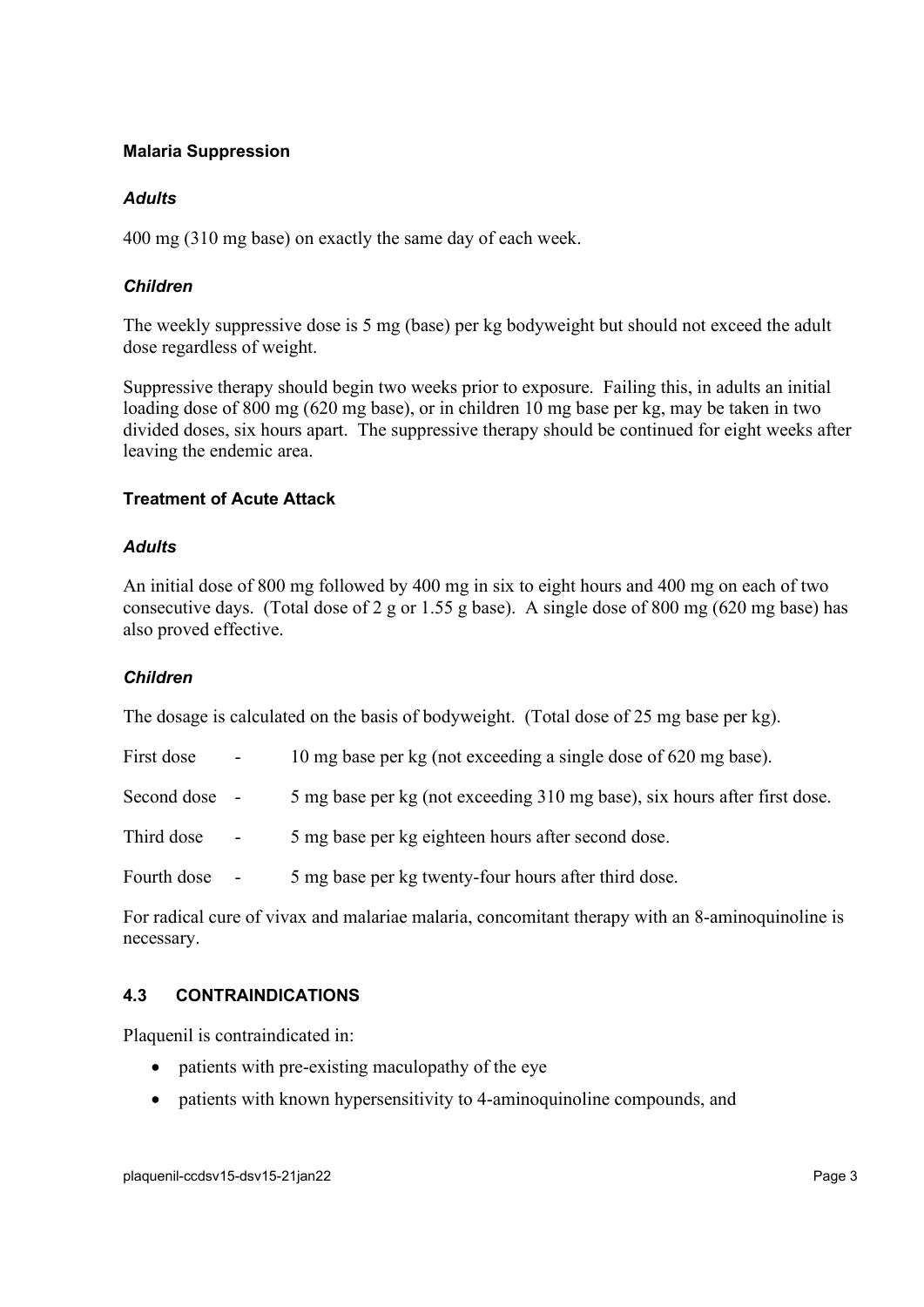**Malaria Suppression**

***Adults***

400 mg (310 mg base) on exactly the same day of each week.

***Children***

The weekly suppressive dose is 5 mg (base) per kg bodyweight but should not exceed the adult dose regardless of weight.

Suppressive therapy should begin two weeks prior to exposure. Failing this, in adults an initial loading dose of 800 mg (620 mg base), or in children 10 mg base per kg, may be taken in two divided doses, six hours apart. The suppressive therapy should be continued for eight weeks after leaving the endemic area.

**Treatment of Acute Attack**

***Adults***

An initial dose of 800 mg followed by 400 mg in six to eight hours and 400 mg on each of two consecutive days. (Total dose of 2 g or 1.55 g base). A single dose of 800 mg (620 mg base) has also proved effective.

***Children***

The dosage is calculated on the basis of bodyweight. (Total dose of 25 mg base per kg).

First dose - 10 mg base per kg (not exceeding a single dose of 620 mg base).

Second dose - 5 mg base per kg (not exceeding 310 mg base), six hours after first dose.

Third dose - 5 mg base per kg eighteen hours after second dose.

Fourth dose - 5 mg base per kg twenty-four hours after third dose.

For radical cure of vivax and malariae malaria, concomitant therapy with an 8-aminoquinoline is necessary.

## 4.3 CONTRAINDICATIONS

Plaquenil is contraindicated in:

- patients with pre-existing maculopathy of the eye
- patients with known hypersensitivity to 4-aminoquinoline compounds, and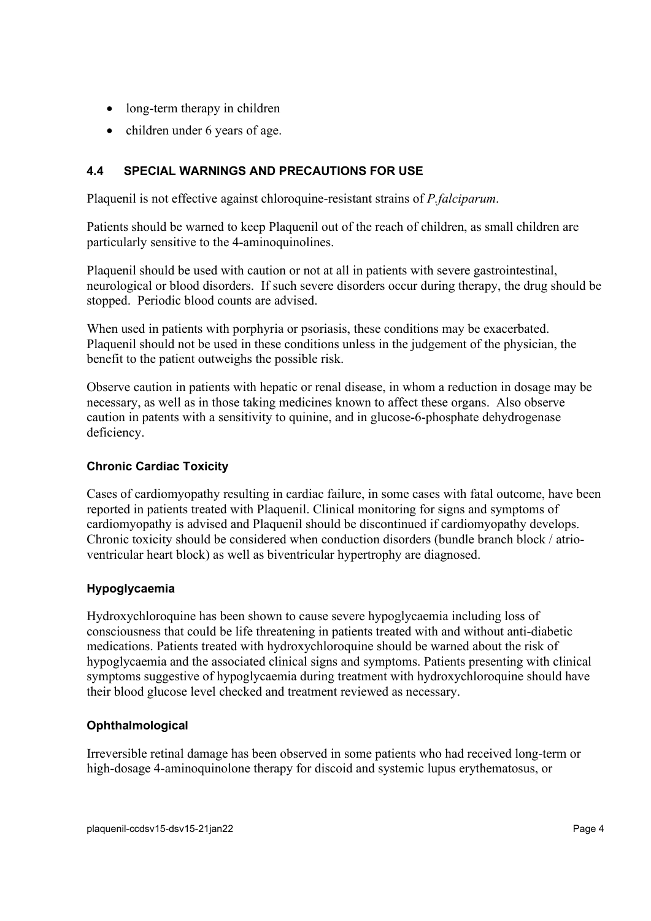- long-term therapy in children
- children under 6 years of age.

### 4.4 SPECIAL WARNINGS AND PRECAUTIONS FOR USE

Plaquenil is not effective against chloroquine-resistant strains of *P.falciparum*.

Patients should be warned to keep Plaquenil out of the reach of children, as small children are particularly sensitive to the 4-aminoquinolines.

Plaquenil should be used with caution or not at all in patients with severe gastrointestinal, neurological or blood disorders. If such severe disorders occur during therapy, the drug should be stopped. Periodic blood counts are advised.

When used in patients with porphyria or psoriasis, these conditions may be exacerbated. Plaquenil should not be used in these conditions unless in the judgement of the physician, the benefit to the patient outweighs the possible risk.

Observe caution in patients with hepatic or renal disease, in whom a reduction in dosage may be necessary, as well as in those taking medicines known to affect these organs. Also observe caution in patents with a sensitivity to quinine, and in glucose-6-phosphate dehydrogenase deficiency.

#### Chronic Cardiac Toxicity

Cases of cardiomyopathy resulting in cardiac failure, in some cases with fatal outcome, have been reported in patients treated with Plaquenil. Clinical monitoring for signs and symptoms of cardiomyopathy is advised and Plaquenil should be discontinued if cardiomyopathy develops. Chronic toxicity should be considered when conduction disorders (bundle branch block / atrio-ventricular heart block) as well as biventricular hypertrophy are diagnosed.

#### Hypoglycaemia

Hydroxychloroquine has been shown to cause severe hypoglycaemia including loss of consciousness that could be life threatening in patients treated with and without anti-diabetic medications. Patients treated with hydroxychloroquine should be warned about the risk of hypoglycaemia and the associated clinical signs and symptoms. Patients presenting with clinical symptoms suggestive of hypoglycaemia during treatment with hydroxychloroquine should have their blood glucose level checked and treatment reviewed as necessary.

#### Ophthalmological

Irreversible retinal damage has been observed in some patients who had received long-term or high-dosage 4-aminoquinolone therapy for discoid and systemic lupus erythematosus, or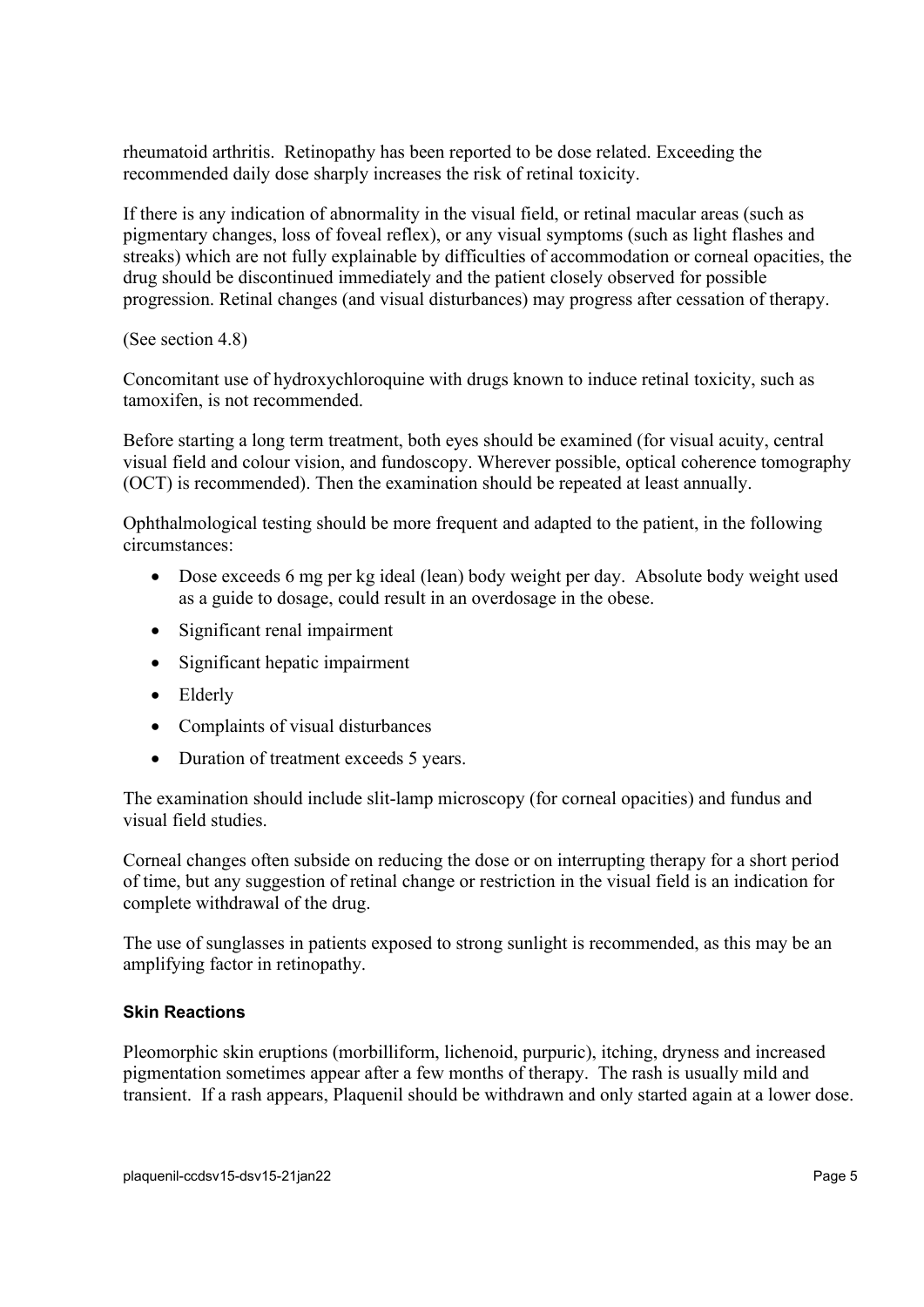rheumatoid arthritis. Retinopathy has been reported to be dose related. Exceeding the recommended daily dose sharply increases the risk of retinal toxicity.

If there is any indication of abnormality in the visual field, or retinal macular areas (such as pigmentary changes, loss of foveal reflex), or any visual symptoms (such as light flashes and streaks) which are not fully explainable by difficulties of accommodation or corneal opacities, the drug should be discontinued immediately and the patient closely observed for possible progression. Retinal changes (and visual disturbances) may progress after cessation of therapy.

(See section 4.8)

Concomitant use of hydroxychloroquine with drugs known to induce retinal toxicity, such as tamoxifen, is not recommended.

Before starting a long term treatment, both eyes should be examined (for visual acuity, central visual field and colour vision, and fundoscopy. Wherever possible, optical coherence tomography (OCT) is recommended). Then the examination should be repeated at least annually.

Ophthalmological testing should be more frequent and adapted to the patient, in the following circumstances:

- Dose exceeds 6 mg per kg ideal (lean) body weight per day. Absolute body weight used as a guide to dosage, could result in an overdosage in the obese.
- Significant renal impairment
- Significant hepatic impairment
- Elderly
- Complaints of visual disturbances
- Duration of treatment exceeds 5 years.

The examination should include slit-lamp microscopy (for corneal opacities) and fundus and visual field studies.

Corneal changes often subside on reducing the dose or on interrupting therapy for a short period of time, but any suggestion of retinal change or restriction in the visual field is an indication for complete withdrawal of the drug.

The use of sunglasses in patients exposed to strong sunlight is recommended, as this may be an amplifying factor in retinopathy.

#### Skin Reactions

Pleomorphic skin eruptions (morbilliform, lichenoid, purpuric), itching, dryness and increased pigmentation sometimes appear after a few months of therapy. The rash is usually mild and transient. If a rash appears, Plaquenil should be withdrawn and only started again at a lower dose.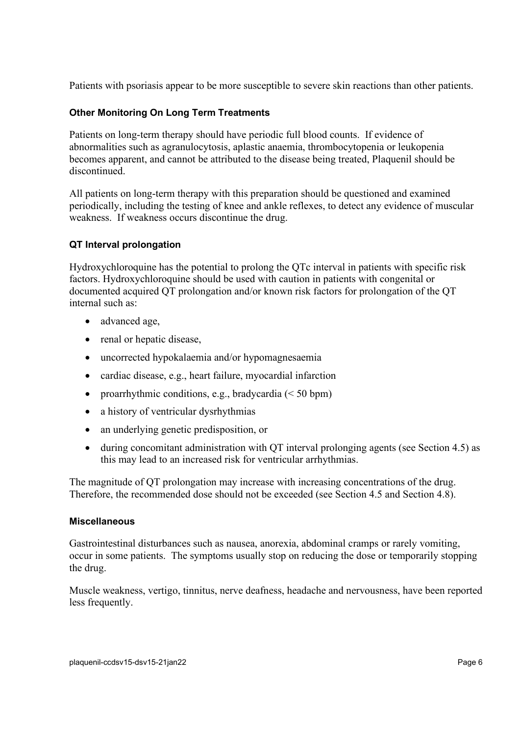Patients with psoriasis appear to be more susceptible to severe skin reactions than other patients.

#### Other Monitoring On Long Term Treatments

Patients on long-term therapy should have periodic full blood counts. If evidence of abnormalities such as agranulocytosis, aplastic anaemia, thrombocytopenia or leukopenia becomes apparent, and cannot be attributed to the disease being treated, Plaquenil should be discontinued.

All patients on long-term therapy with this preparation should be questioned and examined periodically, including the testing of knee and ankle reflexes, to detect any evidence of muscular weakness. If weakness occurs discontinue the drug.

#### QT Interval prolongation

Hydroxychloroquine has the potential to prolong the QTc interval in patients with specific risk factors. Hydroxychloroquine should be used with caution in patients with congenital or documented acquired QT prolongation and/or known risk factors for prolongation of the QT internal such as:

- advanced age,
- renal or hepatic disease,
- uncorrected hypokalaemia and/or hypomagnesaemia
- cardiac disease, e.g., heart failure, myocardial infarction
- proarrhythmic conditions, e.g., bradycardia (< 50 bpm)
- a history of ventricular dysrhythmias
- an underlying genetic predisposition, or
- during concomitant administration with QT interval prolonging agents (see Section 4.5) as this may lead to an increased risk for ventricular arrhythmias.

The magnitude of QT prolongation may increase with increasing concentrations of the drug. Therefore, the recommended dose should not be exceeded (see Section 4.5 and Section 4.8).

#### Miscellaneous

Gastrointestinal disturbances such as nausea, anorexia, abdominal cramps or rarely vomiting, occur in some patients. The symptoms usually stop on reducing the dose or temporarily stopping the drug.

Muscle weakness, vertigo, tinnitus, nerve deafness, headache and nervousness, have been reported less frequently.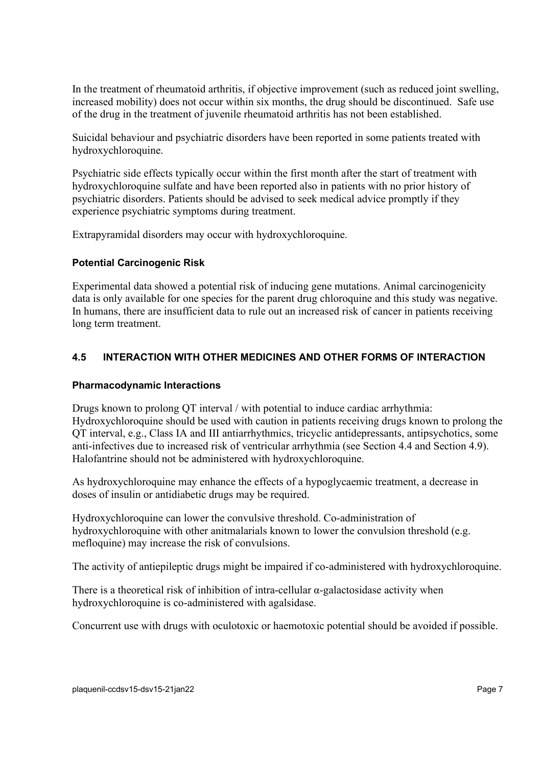In the treatment of rheumatoid arthritis, if objective improvement (such as reduced joint swelling, increased mobility) does not occur within six months, the drug should be discontinued. Safe use of the drug in the treatment of juvenile rheumatoid arthritis has not been established.

Suicidal behaviour and psychiatric disorders have been reported in some patients treated with hydroxychloroquine.

Psychiatric side effects typically occur within the first month after the start of treatment with hydroxychloroquine sulfate and have been reported also in patients with no prior history of psychiatric disorders. Patients should be advised to seek medical advice promptly if they experience psychiatric symptoms during treatment.

Extrapyramidal disorders may occur with hydroxychloroquine.

**Potential Carcinogenic Risk**

Experimental data showed a potential risk of inducing gene mutations. Animal carcinogenicity data is only available for one species for the parent drug chloroquine and this study was negative. In humans, there are insufficient data to rule out an increased risk of cancer in patients receiving long term treatment.

## 4.5 INTERACTION WITH OTHER MEDICINES AND OTHER FORMS OF INTERACTION

**Pharmacodynamic Interactions**

Drugs known to prolong QT interval / with potential to induce cardiac arrhythmia: Hydroxychloroquine should be used with caution in patients receiving drugs known to prolong the QT interval, e.g., Class IA and III antiarrhythmics, tricyclic antidepressants, antipsychotics, some anti-infectives due to increased risk of ventricular arrhythmia (see Section 4.4 and Section 4.9). Halofantrine should not be administered with hydroxychloroquine.

As hydroxychloroquine may enhance the effects of a hypoglycaemic treatment, a decrease in doses of insulin or antidiabetic drugs may be required.

Hydroxychloroquine can lower the convulsive threshold. Co-administration of hydroxychloroquine with other anitmalarials known to lower the convulsion threshold (e.g. mefloquine) may increase the risk of convulsions.

The activity of antiepileptic drugs might be impaired if co-administered with hydroxychloroquine.

There is a theoretical risk of inhibition of intra-cellular α-galactosidase activity when hydroxychloroquine is co-administered with agalsidase.

Concurrent use with drugs with oculotoxic or haemotoxic potential should be avoided if possible.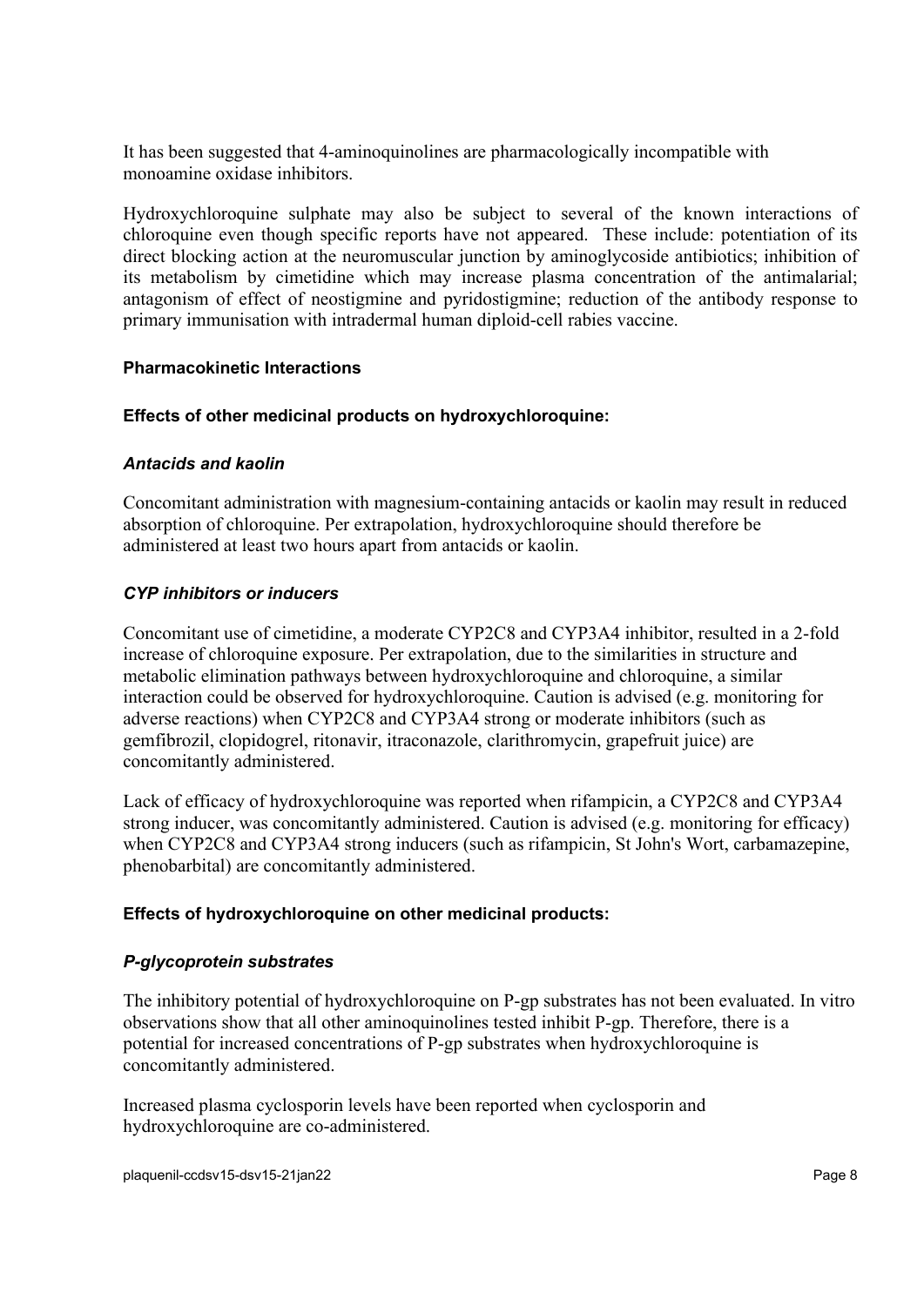It has been suggested that 4-aminoquinolines are pharmacologically incompatible with monoamine oxidase inhibitors.

Hydroxychloroquine sulphate may also be subject to several of the known interactions of chloroquine even though specific reports have not appeared. These include: potentiation of its direct blocking action at the neuromuscular junction by aminoglycoside antibiotics; inhibition of its metabolism by cimetidine which may increase plasma concentration of the antimalarial; antagonism of effect of neostigmine and pyridostigmine; reduction of the antibody response to primary immunisation with intradermal human diploid-cell rabies vaccine.

**Pharmacokinetic Interactions**

**Effects of other medicinal products on hydroxychloroquine:**

***Antacids and kaolin***

Concomitant administration with magnesium-containing antacids or kaolin may result in reduced absorption of chloroquine. Per extrapolation, hydroxychloroquine should therefore be administered at least two hours apart from antacids or kaolin.

***CYP inhibitors or inducers***

Concomitant use of cimetidine, a moderate CYP2C8 and CYP3A4 inhibitor, resulted in a 2-fold increase of chloroquine exposure. Per extrapolation, due to the similarities in structure and metabolic elimination pathways between hydroxychloroquine and chloroquine, a similar interaction could be observed for hydroxychloroquine. Caution is advised (e.g. monitoring for adverse reactions) when CYP2C8 and CYP3A4 strong or moderate inhibitors (such as gemfibrozil, clopidogrel, ritonavir, itraconazole, clarithromycin, grapefruit juice) are concomitantly administered.

Lack of efficacy of hydroxychloroquine was reported when rifampicin, a CYP2C8 and CYP3A4 strong inducer, was concomitantly administered. Caution is advised (e.g. monitoring for efficacy) when CYP2C8 and CYP3A4 strong inducers (such as rifampicin, St John's Wort, carbamazepine, phenobarbital) are concomitantly administered.

**Effects of hydroxychloroquine on other medicinal products:**

***P-glycoprotein substrates***

The inhibitory potential of hydroxychloroquine on P-gp substrates has not been evaluated. In vitro observations show that all other aminoquinolines tested inhibit P-gp. Therefore, there is a potential for increased concentrations of P-gp substrates when hydroxychloroquine is concomitantly administered.

Increased plasma cyclosporin levels have been reported when cyclosporin and hydroxychloroquine are co-administered.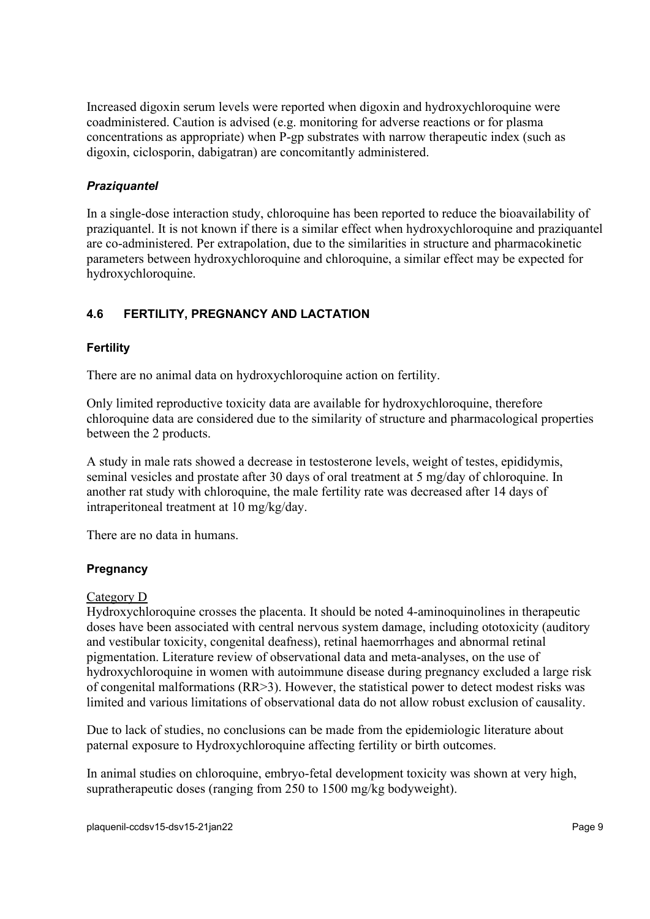Increased digoxin serum levels were reported when digoxin and hydroxychloroquine were coadministered. Caution is advised (e.g. monitoring for adverse reactions or for plasma concentrations as appropriate) when P-gp substrates with narrow therapeutic index (such as digoxin, ciclosporin, dabigatran) are concomitantly administered.

#### *Praziquantel*

In a single-dose interaction study, chloroquine has been reported to reduce the bioavailability of praziquantel. It is not known if there is a similar effect when hydroxychloroquine and praziquantel are co-administered. Per extrapolation, due to the similarities in structure and pharmacokinetic parameters between hydroxychloroquine and chloroquine, a similar effect may be expected for hydroxychloroquine.

## 4.6 FERTILITY, PREGNANCY AND LACTATION

### Fertility

There are no animal data on hydroxychloroquine action on fertility.

Only limited reproductive toxicity data are available for hydroxychloroquine, therefore chloroquine data are considered due to the similarity of structure and pharmacological properties between the 2 products.

A study in male rats showed a decrease in testosterone levels, weight of testes, epididymis, seminal vesicles and prostate after 30 days of oral treatment at 5 mg/day of chloroquine. In another rat study with chloroquine, the male fertility rate was decreased after 14 days of intraperitoneal treatment at 10 mg/kg/day.

There are no data in humans.

### Pregnancy

Category D

Hydroxychloroquine crosses the placenta. It should be noted 4-aminoquinolines in therapeutic doses have been associated with central nervous system damage, including ototoxicity (auditory and vestibular toxicity, congenital deafness), retinal haemorrhages and abnormal retinal pigmentation. Literature review of observational data and meta-analyses, on the use of hydroxychloroquine in women with autoimmune disease during pregnancy excluded a large risk of congenital malformations (RR>3). However, the statistical power to detect modest risks was limited and various limitations of observational data do not allow robust exclusion of causality.

Due to lack of studies, no conclusions can be made from the epidemiologic literature about paternal exposure to Hydroxychloroquine affecting fertility or birth outcomes.

In animal studies on chloroquine, embryo-fetal development toxicity was shown at very high, supratherapeutic doses (ranging from 250 to 1500 mg/kg bodyweight).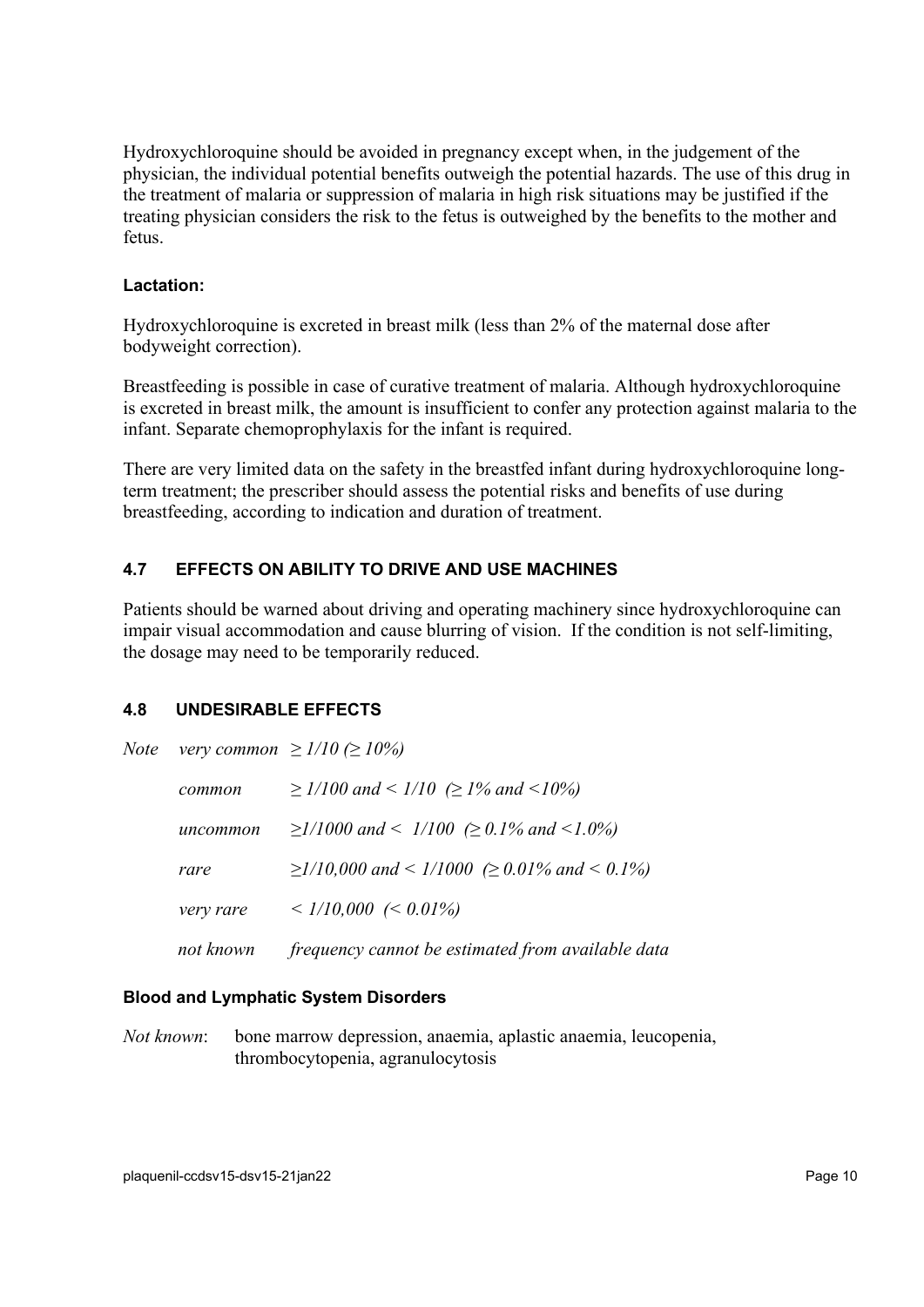Hydroxychloroquine should be avoided in pregnancy except when, in the judgement of the physician, the individual potential benefits outweigh the potential hazards. The use of this drug in the treatment of malaria or suppression of malaria in high risk situations may be justified if the treating physician considers the risk to the fetus is outweighed by the benefits to the mother and fetus.

**Lactation:**

Hydroxychloroquine is excreted in breast milk (less than 2% of the maternal dose after bodyweight correction).

Breastfeeding is possible in case of curative treatment of malaria. Although hydroxychloroquine is excreted in breast milk, the amount is insufficient to confer any protection against malaria to the infant. Separate chemoprophylaxis for the infant is required.

There are very limited data on the safety in the breastfed infant during hydroxychloroquine long-term treatment; the prescriber should assess the potential risks and benefits of use during breastfeeding, according to indication and duration of treatment.

## 4.7 EFFECTS ON ABILITY TO DRIVE AND USE MACHINES

Patients should be warned about driving and operating machinery since hydroxychloroquine can impair visual accommodation and cause blurring of vision. If the condition is not self-limiting, the dosage may need to be temporarily reduced.

## 4.8 UNDESIRABLE EFFECTS

| *Note* | *very common* | *≥ 1/10 (≥ 10%)* |
|---|---|---|
| | *common* | *≥ 1/100 and < 1/10 (≥ 1% and <10%)* |
| | *uncommon* | *≥1/1000 and < 1/100 (≥ 0.1% and <1.0%)* |
| | *rare* | *≥1/10,000 and < 1/1000 (≥ 0.01% and < 0.1%)* |
| | *very rare* | *< 1/10,000 (< 0.01%)* |
| | *not known* | *frequency cannot be estimated from available data* |

**Blood and Lymphatic System Disorders**

*Not known*: bone marrow depression, anaemia, aplastic anaemia, leucopenia, thrombocytopenia, agranulocytosis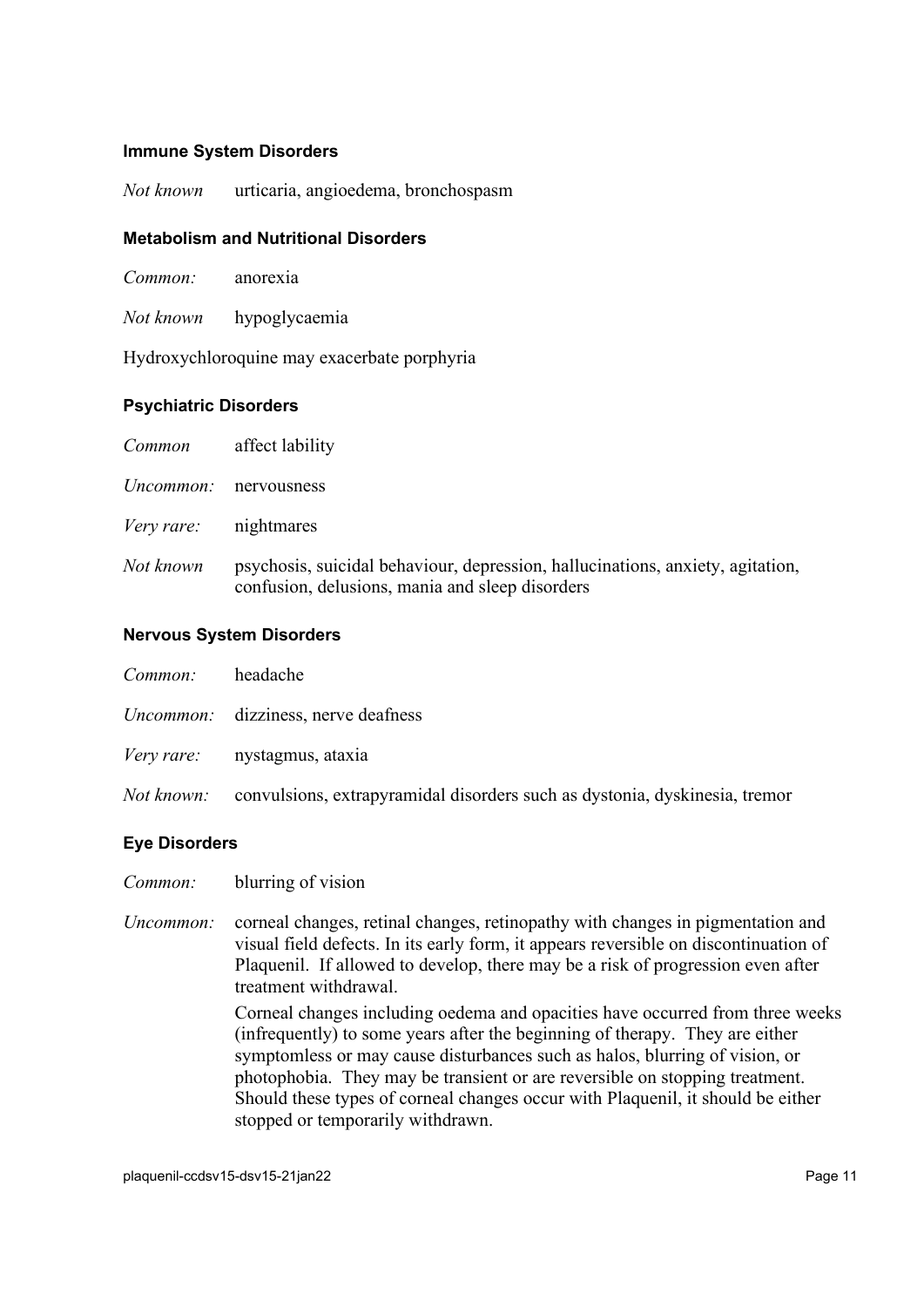#### Immune System Disorders

*Not known* urticaria, angioedema, bronchospasm

#### Metabolism and Nutritional Disorders

*Common:* anorexia

*Not known* hypoglycaemia

Hydroxychloroquine may exacerbate porphyria

#### Psychiatric Disorders

*Common* affect lability

*Uncommon:* nervousness

*Very rare:* nightmares

*Not known* psychosis, suicidal behaviour, depression, hallucinations, anxiety, agitation, confusion, delusions, mania and sleep disorders

#### Nervous System Disorders

*Common:* headache

*Uncommon:* dizziness, nerve deafness

*Very rare:* nystagmus, ataxia

*Not known:* convulsions, extrapyramidal disorders such as dystonia, dyskinesia, tremor

#### Eye Disorders

*Common:* blurring of vision

*Uncommon:* corneal changes, retinal changes, retinopathy with changes in pigmentation and visual field defects. In its early form, it appears reversible on discontinuation of Plaquenil. If allowed to develop, there may be a risk of progression even after treatment withdrawal.

Corneal changes including oedema and opacities have occurred from three weeks (infrequently) to some years after the beginning of therapy. They are either symptomless or may cause disturbances such as halos, blurring of vision, or photophobia. They may be transient or are reversible on stopping treatment. Should these types of corneal changes occur with Plaquenil, it should be either stopped or temporarily withdrawn.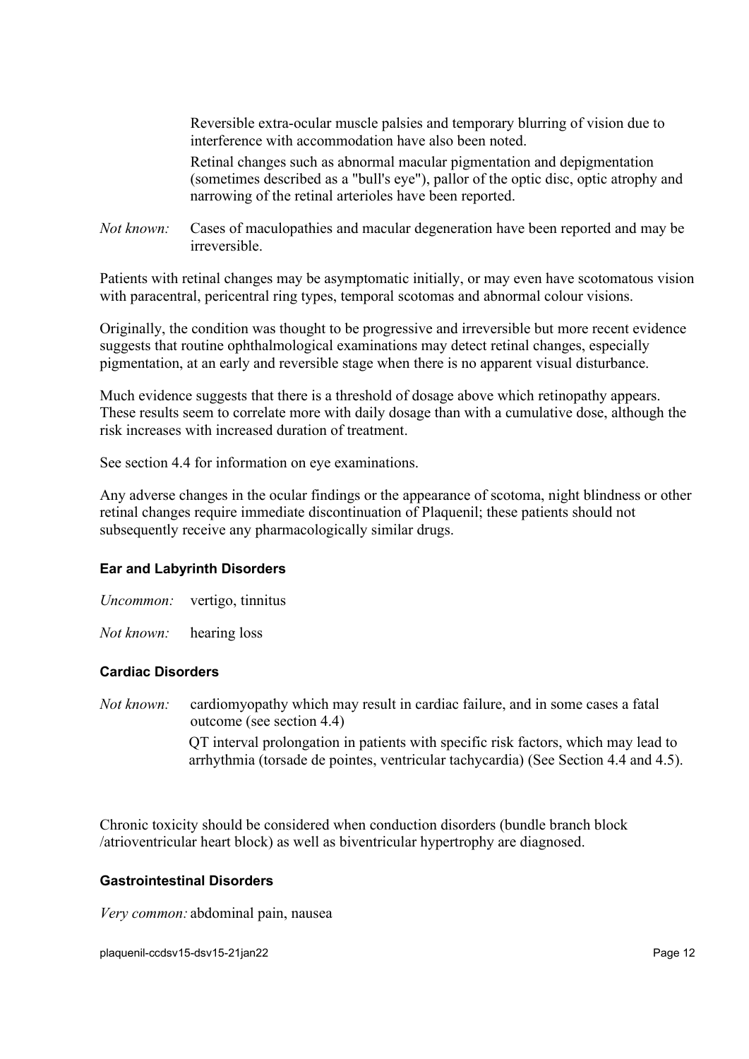Reversible extra-ocular muscle palsies and temporary blurring of vision due to interference with accommodation have also been noted.

Retinal changes such as abnormal macular pigmentation and depigmentation (sometimes described as a "bull's eye"), pallor of the optic disc, optic atrophy and narrowing of the retinal arterioles have been reported.

*Not known:* Cases of maculopathies and macular degeneration have been reported and may be irreversible.

Patients with retinal changes may be asymptomatic initially, or may even have scotomatous vision with paracentral, pericentral ring types, temporal scotomas and abnormal colour visions.

Originally, the condition was thought to be progressive and irreversible but more recent evidence suggests that routine ophthalmological examinations may detect retinal changes, especially pigmentation, at an early and reversible stage when there is no apparent visual disturbance.

Much evidence suggests that there is a threshold of dosage above which retinopathy appears. These results seem to correlate more with daily dosage than with a cumulative dose, although the risk increases with increased duration of treatment.

See section 4.4 for information on eye examinations.

Any adverse changes in the ocular findings or the appearance of scotoma, night blindness or other retinal changes require immediate discontinuation of Plaquenil; these patients should not subsequently receive any pharmacologically similar drugs.

**Ear and Labyrinth Disorders**

*Uncommon:* vertigo, tinnitus

*Not known:* hearing loss

**Cardiac Disorders**

*Not known:* cardiomyopathy which may result in cardiac failure, and in some cases a fatal outcome (see section 4.4)

QT interval prolongation in patients with specific risk factors, which may lead to arrhythmia (torsade de pointes, ventricular tachycardia) (See Section 4.4 and 4.5).

Chronic toxicity should be considered when conduction disorders (bundle branch block /atrioventricular heart block) as well as biventricular hypertrophy are diagnosed.

**Gastrointestinal Disorders**

*Very common:* abdominal pain, nausea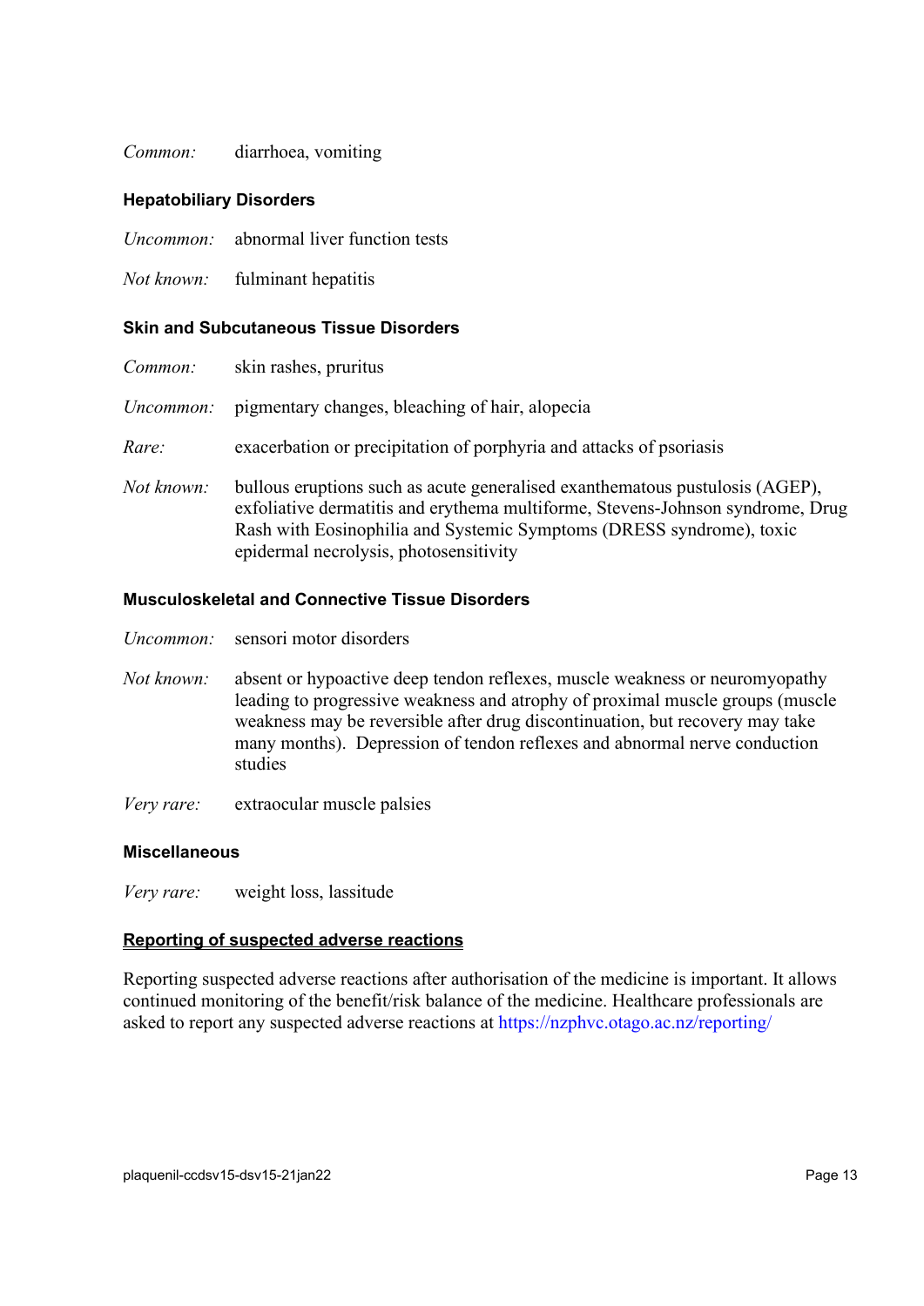*Common:* diarrhoea, vomiting

**Hepatobiliary Disorders**

*Uncommon:* abnormal liver function tests

*Not known:* fulminant hepatitis

**Skin and Subcutaneous Tissue Disorders**

*Common:* skin rashes, pruritus

*Uncommon:* pigmentary changes, bleaching of hair, alopecia

*Rare:* exacerbation or precipitation of porphyria and attacks of psoriasis

*Not known:* bullous eruptions such as acute generalised exanthematous pustulosis (AGEP), exfoliative dermatitis and erythema multiforme, Stevens-Johnson syndrome, Drug Rash with Eosinophilia and Systemic Symptoms (DRESS syndrome), toxic epidermal necrolysis, photosensitivity

**Musculoskeletal and Connective Tissue Disorders**

*Uncommon:* sensori motor disorders

*Not known:* absent or hypoactive deep tendon reflexes, muscle weakness or neuromyopathy leading to progressive weakness and atrophy of proximal muscle groups (muscle weakness may be reversible after drug discontinuation, but recovery may take many months). Depression of tendon reflexes and abnormal nerve conduction studies

*Very rare:* extraocular muscle palsies

**Miscellaneous**

*Very rare:* weight loss, lassitude

**Reporting of suspected adverse reactions**

Reporting suspected adverse reactions after authorisation of the medicine is important. It allows continued monitoring of the benefit/risk balance of the medicine. Healthcare professionals are asked to report any suspected adverse reactions at https://nzphvc.otago.ac.nz/reporting/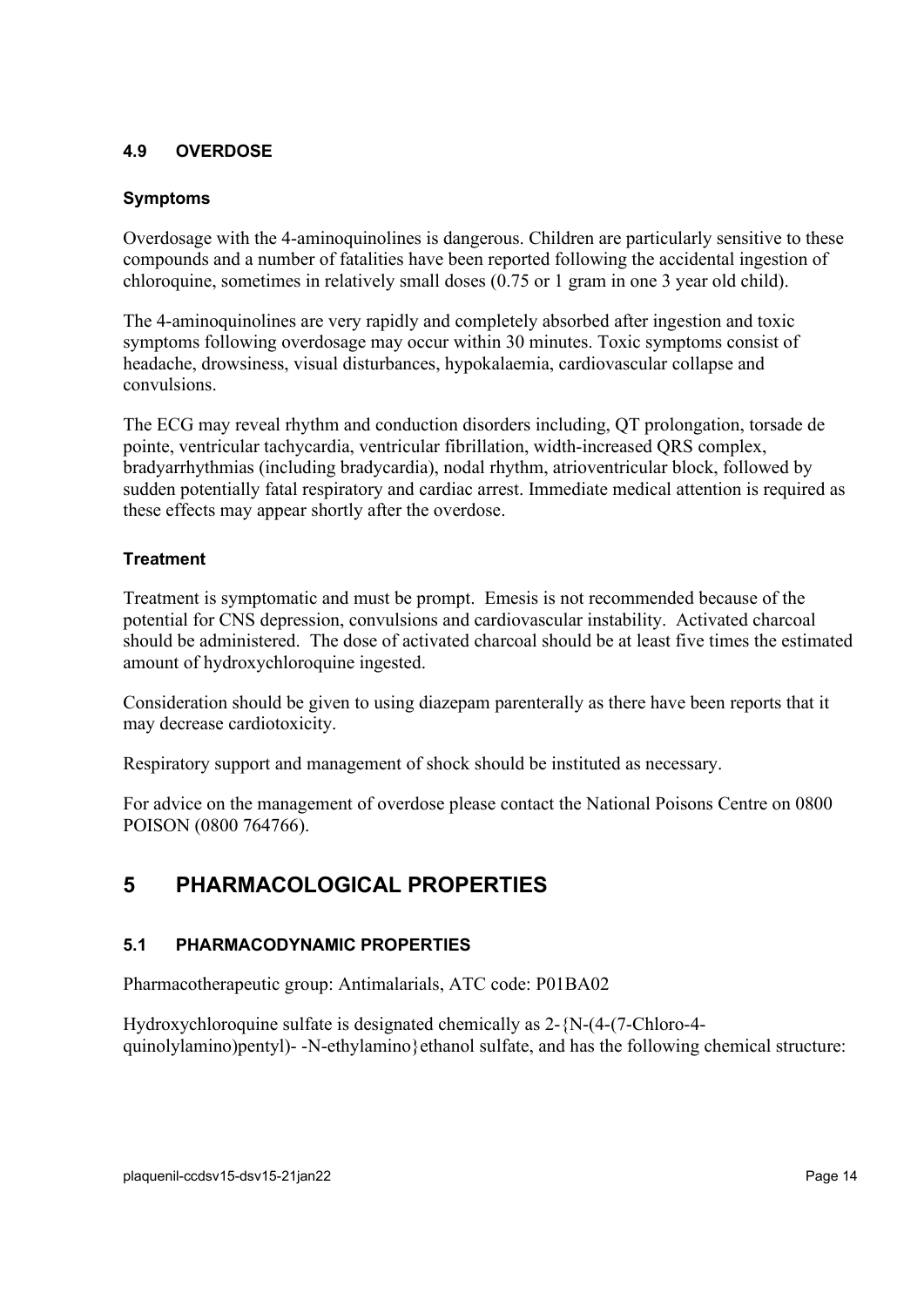### 4.9 OVERDOSE

#### Symptoms

Overdosage with the 4-aminoquinolines is dangerous. Children are particularly sensitive to these compounds and a number of fatalities have been reported following the accidental ingestion of chloroquine, sometimes in relatively small doses (0.75 or 1 gram in one 3 year old child).

The 4-aminoquinolines are very rapidly and completely absorbed after ingestion and toxic symptoms following overdosage may occur within 30 minutes. Toxic symptoms consist of headache, drowsiness, visual disturbances, hypokalaemia, cardiovascular collapse and convulsions.

The ECG may reveal rhythm and conduction disorders including, QT prolongation, torsade de pointe, ventricular tachycardia, ventricular fibrillation, width-increased QRS complex, bradyarrhythmias (including bradycardia), nodal rhythm, atrioventricular block, followed by sudden potentially fatal respiratory and cardiac arrest. Immediate medical attention is required as these effects may appear shortly after the overdose.

#### Treatment

Treatment is symptomatic and must be prompt. Emesis is not recommended because of the potential for CNS depression, convulsions and cardiovascular instability. Activated charcoal should be administered. The dose of activated charcoal should be at least five times the estimated amount of hydroxychloroquine ingested.

Consideration should be given to using diazepam parenterally as there have been reports that it may decrease cardiotoxicity.

Respiratory support and management of shock should be instituted as necessary.

For advice on the management of overdose please contact the National Poisons Centre on 0800 POISON (0800 764766).

## 5 PHARMACOLOGICAL PROPERTIES

### 5.1 PHARMACODYNAMIC PROPERTIES

Pharmacotherapeutic group: Antimalarials, ATC code: P01BA02

Hydroxychloroquine sulfate is designated chemically as 2-{N-(4-(7-Chloro-4-quinolylamino)pentyl)- -N-ethylamino}ethanol sulfate, and has the following chemical structure: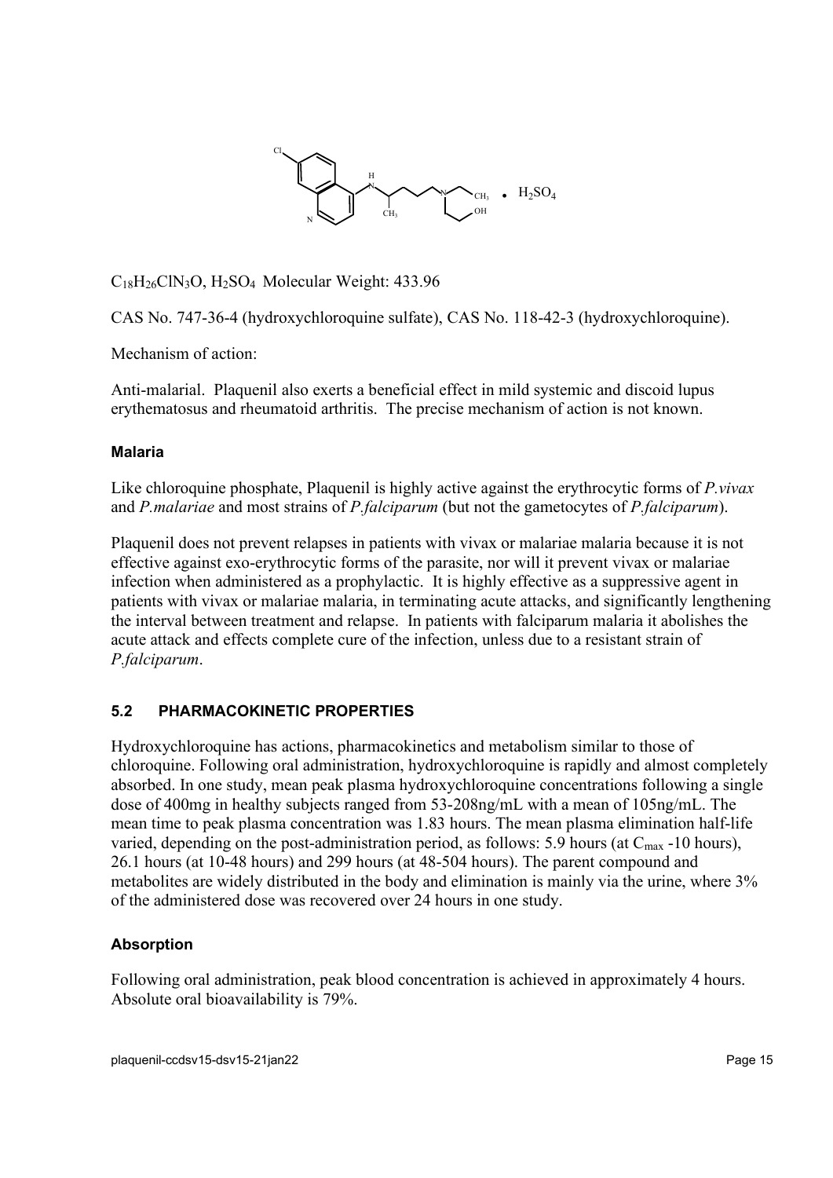$C_{18}H_{26}ClN_3O$, $H_2SO_4$ Molecular Weight: 433.96

CAS No. 747-36-4 (hydroxychloroquine sulfate), CAS No. 118-42-3 (hydroxychloroquine).

Mechanism of action:

Anti-malarial. Plaquenil also exerts a beneficial effect in mild systemic and discoid lupus erythematosus and rheumatoid arthritis. The precise mechanism of action is not known.

#### Malaria

Like chloroquine phosphate, Plaquenil is highly active against the erythrocytic forms of *P.vivax* and *P.malariae* and most strains of *P.falciparum* (but not the gametocytes of *P.falciparum*).

Plaquenil does not prevent relapses in patients with vivax or malariae malaria because it is not effective against exo-erythrocytic forms of the parasite, nor will it prevent vivax or malariae infection when administered as a prophylactic. It is highly effective as a suppressive agent in patients with vivax or malariae malaria, in terminating acute attacks, and significantly lengthening the interval between treatment and relapse. In patients with falciparum malaria it abolishes the acute attack and effects complete cure of the infection, unless due to a resistant strain of *P.falciparum*.

### 5.2 PHARMACOKINETIC PROPERTIES

Hydroxychloroquine has actions, pharmacokinetics and metabolism similar to those of chloroquine. Following oral administration, hydroxychloroquine is rapidly and almost completely absorbed. In one study, mean peak plasma hydroxychloroquine concentrations following a single dose of 400mg in healthy subjects ranged from 53-208ng/mL with a mean of 105ng/mL. The mean time to peak plasma concentration was 1.83 hours. The mean plasma elimination half-life varied, depending on the post-administration period, as follows: 5.9 hours (at $C_{max}$ -10 hours), 26.1 hours (at 10-48 hours) and 299 hours (at 48-504 hours). The parent compound and metabolites are widely distributed in the body and elimination is mainly via the urine, where 3% of the administered dose was recovered over 24 hours in one study.

#### Absorption

Following oral administration, peak blood concentration is achieved in approximately 4 hours. Absolute oral bioavailability is 79%.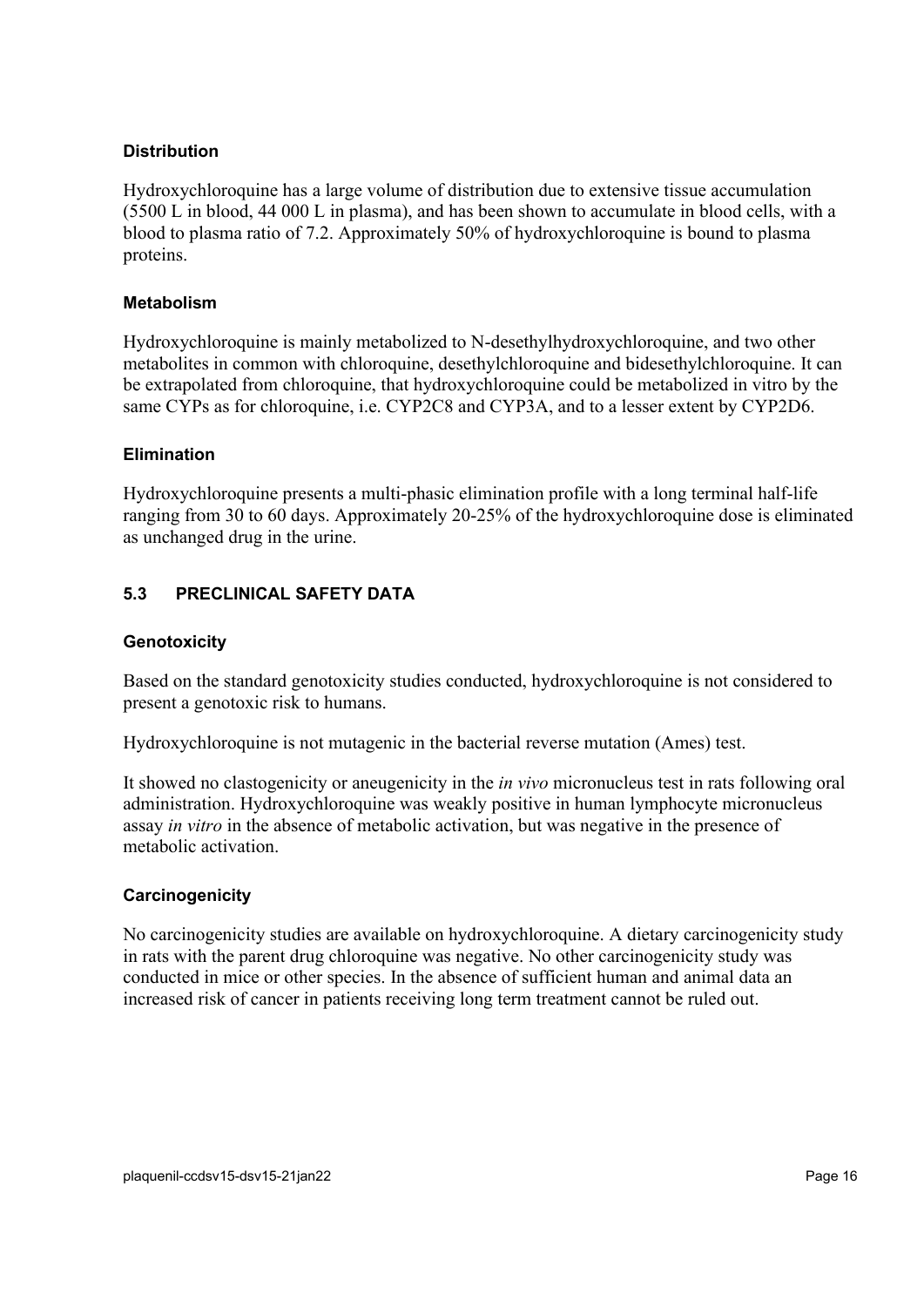#### Distribution

Hydroxychloroquine has a large volume of distribution due to extensive tissue accumulation (5500 L in blood, 44 000 L in plasma), and has been shown to accumulate in blood cells, with a blood to plasma ratio of 7.2. Approximately 50% of hydroxychloroquine is bound to plasma proteins.

#### Metabolism

Hydroxychloroquine is mainly metabolized to N-desethylhydroxychloroquine, and two other metabolites in common with chloroquine, desethylchloroquine and bidesethylchloroquine. It can be extrapolated from chloroquine, that hydroxychloroquine could be metabolized in vitro by the same CYPs as for chloroquine, i.e. CYP2C8 and CYP3A, and to a lesser extent by CYP2D6.

#### Elimination

Hydroxychloroquine presents a multi-phasic elimination profile with a long terminal half-life ranging from 30 to 60 days. Approximately 20-25% of the hydroxychloroquine dose is eliminated as unchanged drug in the urine.

### 5.3 PRECLINICAL SAFETY DATA

#### Genotoxicity

Based on the standard genotoxicity studies conducted, hydroxychloroquine is not considered to present a genotoxic risk to humans.

Hydroxychloroquine is not mutagenic in the bacterial reverse mutation (Ames) test.

It showed no clastogenicity or aneugenicity in the *in vivo* micronucleus test in rats following oral administration. Hydroxychloroquine was weakly positive in human lymphocyte micronucleus assay *in vitro* in the absence of metabolic activation, but was negative in the presence of metabolic activation.

#### Carcinogenicity

No carcinogenicity studies are available on hydroxychloroquine. A dietary carcinogenicity study in rats with the parent drug chloroquine was negative. No other carcinogenicity study was conducted in mice or other species. In the absence of sufficient human and animal data an increased risk of cancer in patients receiving long term treatment cannot be ruled out.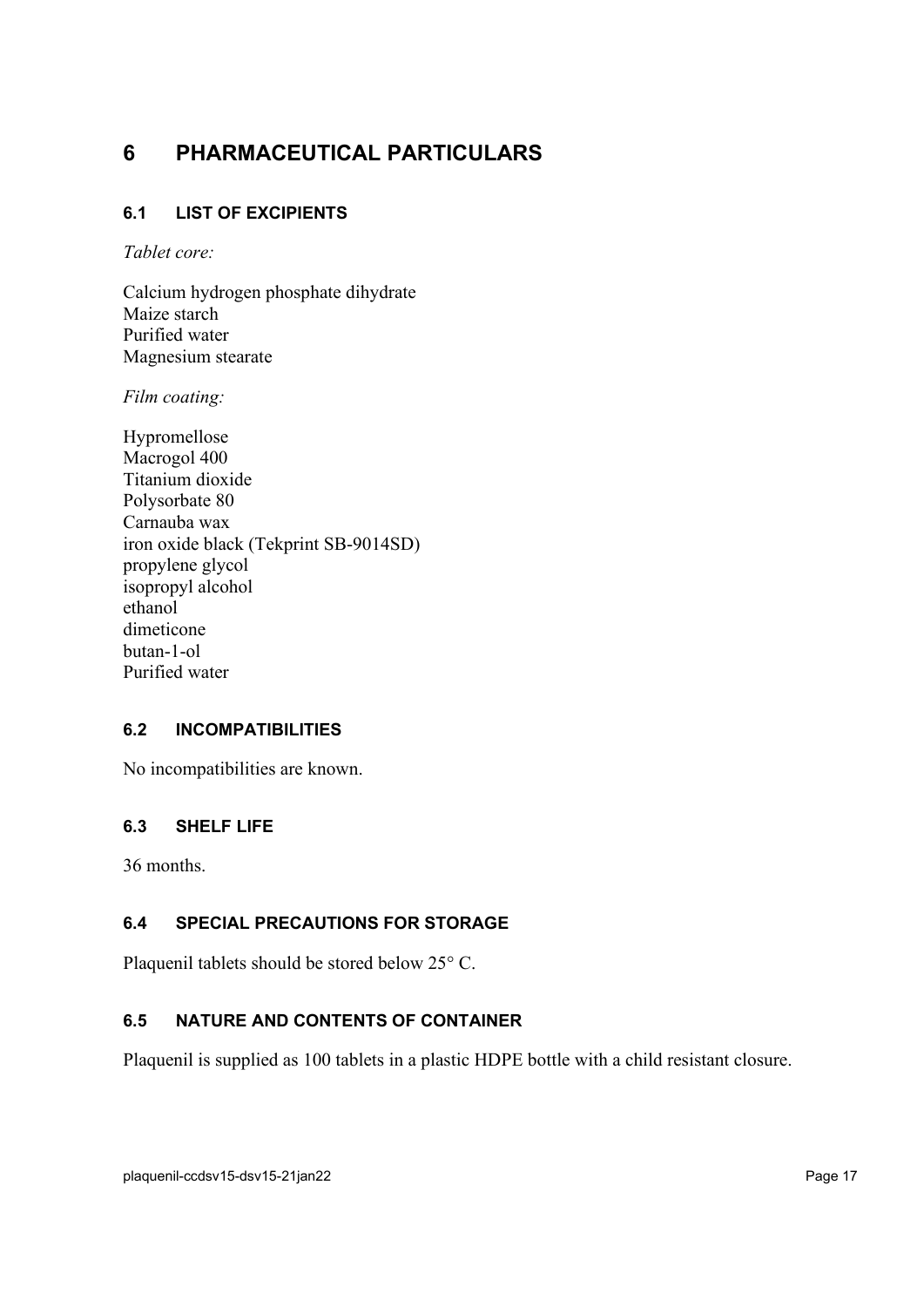# 6 PHARMACEUTICAL PARTICULARS

## 6.1 LIST OF EXCIPIENTS

*Tablet core:*

Calcium hydrogen phosphate dihydrate
Maize starch
Purified water
Magnesium stearate

*Film coating:*

Hypromellose
Macrogol 400
Titanium dioxide
Polysorbate 80
Carnauba wax
iron oxide black (Tekprint SB-9014SD)
propylene glycol
isopropyl alcohol
ethanol
dimeticone
butan-1-ol
Purified water

## 6.2 INCOMPATIBILITIES

No incompatibilities are known.

## 6.3 SHELF LIFE

36 months.

## 6.4 SPECIAL PRECAUTIONS FOR STORAGE

Plaquenil tablets should be stored below 25° C.

## 6.5 NATURE AND CONTENTS OF CONTAINER

Plaquenil is supplied as 100 tablets in a plastic HDPE bottle with a child resistant closure.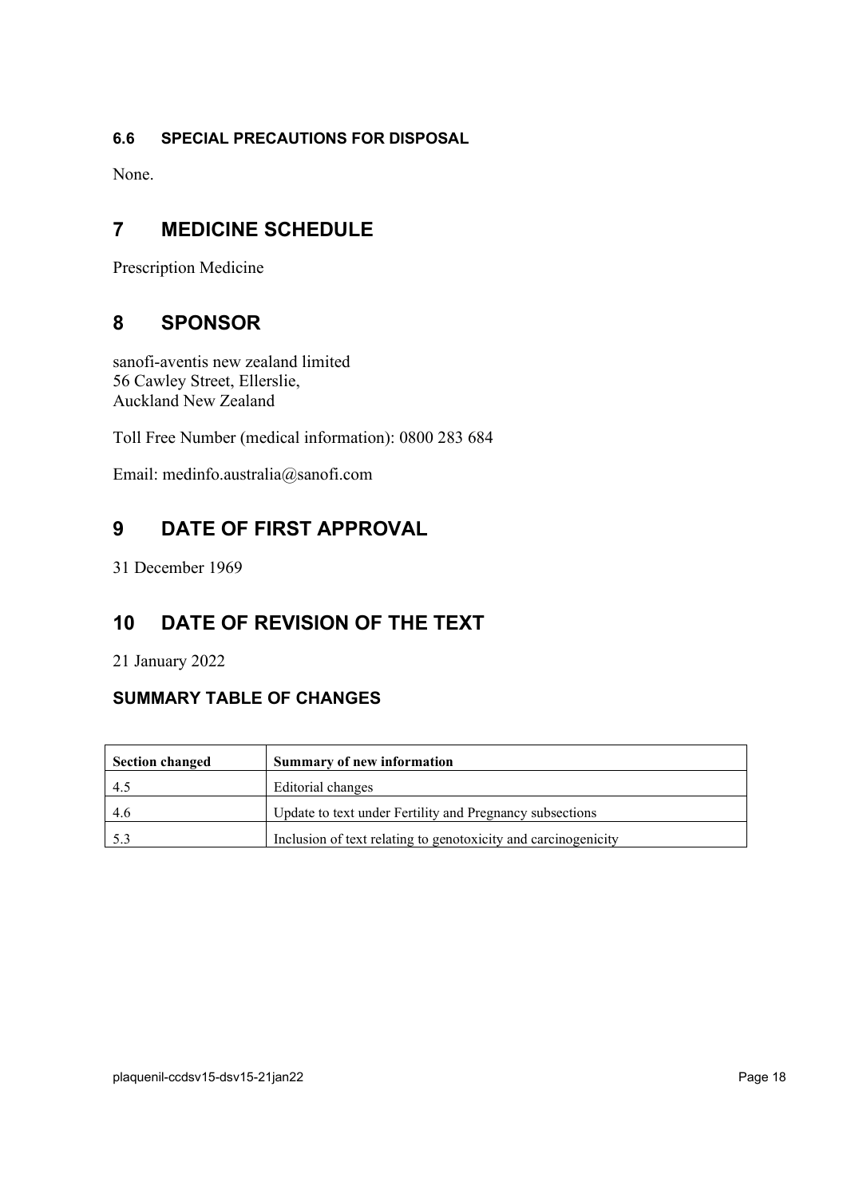### 6.6 SPECIAL PRECAUTIONS FOR DISPOSAL

None.

## 7 MEDICINE SCHEDULE

Prescription Medicine

## 8 SPONSOR

sanofi-aventis new zealand limited
56 Cawley Street, Ellerslie,
Auckland New Zealand

Toll Free Number (medical information): 0800 283 684

Email: medinfo.australia@sanofi.com

## 9 DATE OF FIRST APPROVAL

31 December 1969

## 10 DATE OF REVISION OF THE TEXT

21 January 2022

### SUMMARY TABLE OF CHANGES

| Section changed | Summary of new information |
|---|---|
| 4.5 | Editorial changes |
| 4.6 | Update to text under Fertility and Pregnancy subsections |
| 5.3 | Inclusion of text relating to genotoxicity and carcinogenicity |